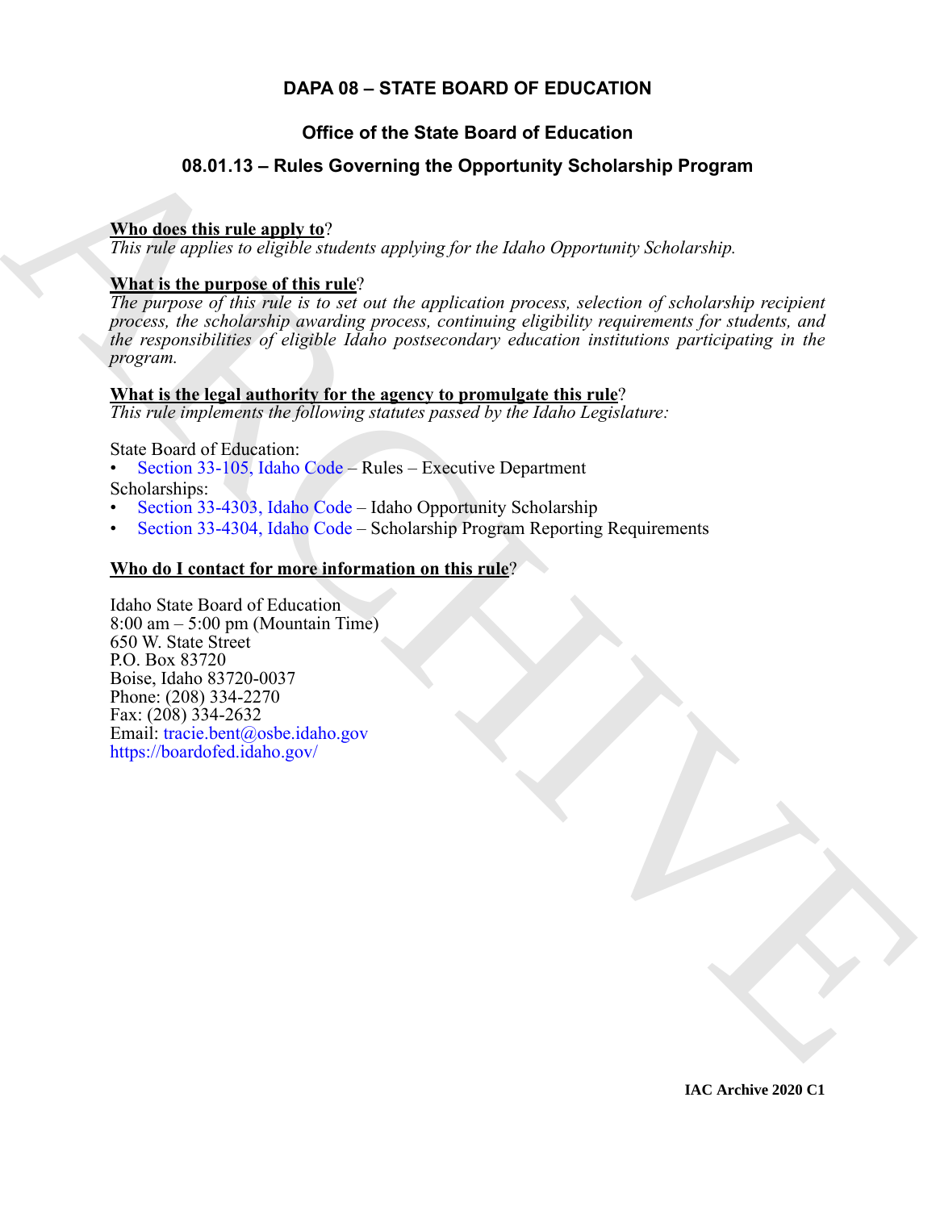# DAPA 08 – STATE BOARD OF EDUCATION

## Office of the State Board of Education

## 08.01.13 – Rules Governing the Opportunity Scholarship Program

**Who does this rule apply to**?

*This rule applies to eligible students applying for the Idaho Opportunity Scholarship.*

**What is the purpose of this rule**?

*The purpose of this rule is to set out the application process, selection of scholarship recipient process, the scholarship awarding process, continuing eligibility requirements for students, and the responsibilities of eligible Idaho postsecondary education institutions participating in the program.*

**What is the legal authority for the agency to promulgate this rule**?

*This rule implements the following statutes passed by the Idaho Legislature:*

State Board of Education:

- Section 33-105, Idaho Code – Rules – Executive Department

Scholarships:

- Section 33-4303, Idaho Code – Idaho Opportunity Scholarship
- Section 33-4304, Idaho Code – Scholarship Program Reporting Requirements

**Who do I contact for more information on this rule**?

Idaho State Board of Education
8:00 am – 5:00 pm (Mountain Time)
650 W. State Street
P.O. Box 83720
Boise, Idaho 83720-0037
Phone: (208) 334-2270
Fax: (208) 334-2632
Email: tracie.bent@osbe.idaho.gov
https://boardofed.idaho.gov/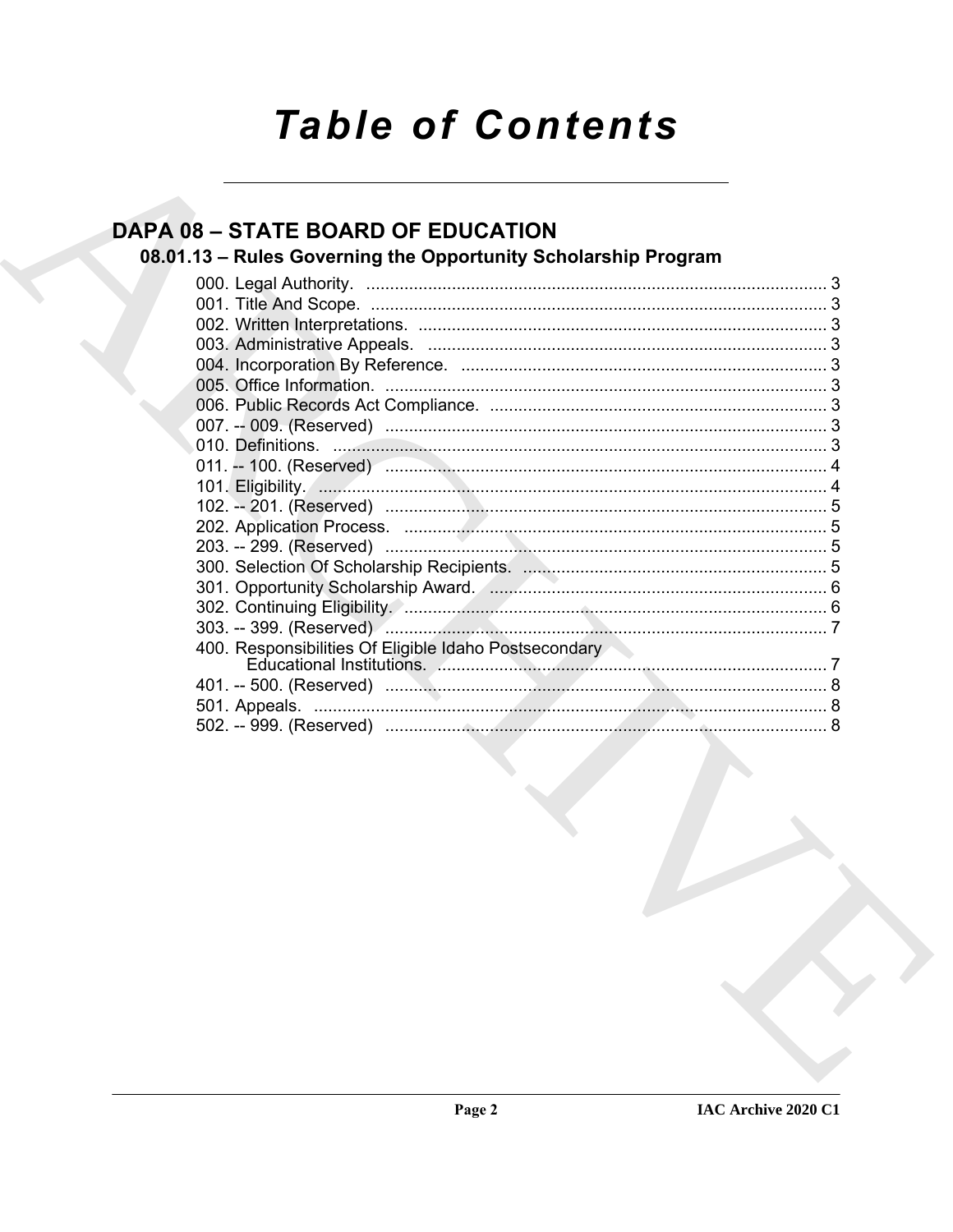# Table of Contents

## DAPA 08 – STATE BOARD OF EDUCATION

### 08.01.13 – Rules Governing the Opportunity Scholarship Program

000. Legal Authority. .......... 3
001. Title And Scope. .......... 3
002. Written Interpretations. .......... 3
003. Administrative Appeals. .......... 3
004. Incorporation By Reference. .......... 3
005. Office Information. .......... 3
006. Public Records Act Compliance. .......... 3
007. -- 009. (Reserved) .......... 3
010. Definitions. .......... 3
011. -- 100. (Reserved) .......... 4
101. Eligibility. .......... 4
102. -- 201. (Reserved) .......... 5
202. Application Process. .......... 5
203. -- 299. (Reserved) .......... 5
300. Selection Of Scholarship Recipients. .......... 5
301. Opportunity Scholarship Award. .......... 6
302. Continuing Eligibility. .......... 6
303. -- 399. (Reserved) .......... 7
400. Responsibilities Of Eligible Idaho Postsecondary Educational Institutions. .......... 7
401. -- 500. (Reserved) .......... 8
501. Appeals. .......... 8
502. -- 999. (Reserved) .......... 8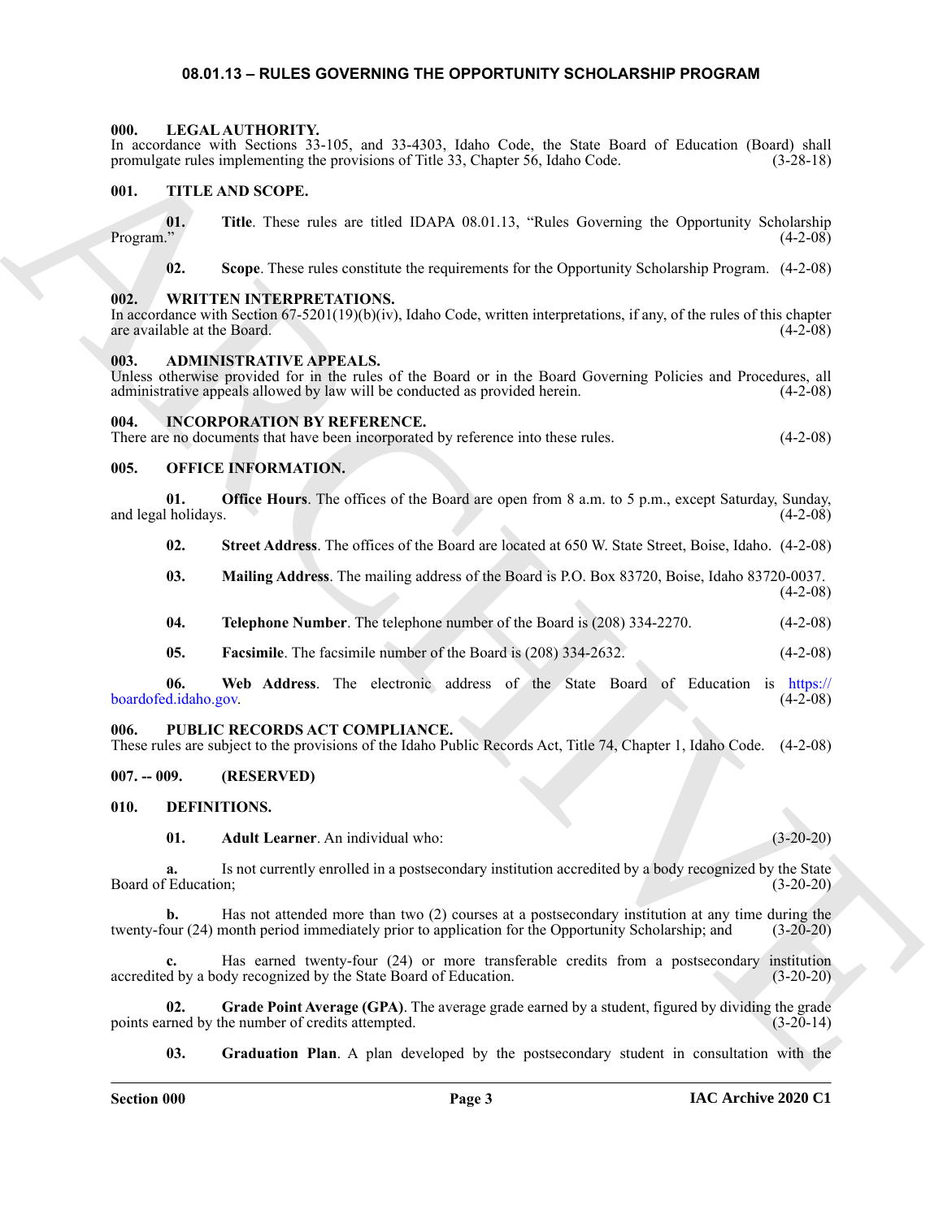## 08.01.13 – RULES GOVERNING THE OPPORTUNITY SCHOLARSHIP PROGRAM

### 000. LEGAL AUTHORITY.

In accordance with Sections 33-105, and 33-4303, Idaho Code, the State Board of Education (Board) shall promulgate rules implementing the provisions of Title 33, Chapter 56, Idaho Code. (3-28-18)

### 001. TITLE AND SCOPE.

**01. Title**. These rules are titled IDAPA 08.01.13, "Rules Governing the Opportunity Scholarship Program." (4-2-08)

**02. Scope**. These rules constitute the requirements for the Opportunity Scholarship Program. (4-2-08)

### 002. WRITTEN INTERPRETATIONS.

In accordance with Section 67-5201(19)(b)(iv), Idaho Code, written interpretations, if any, of the rules of this chapter are available at the Board. (4-2-08)

### 003. ADMINISTRATIVE APPEALS.

Unless otherwise provided for in the rules of the Board or in the Board Governing Policies and Procedures, all administrative appeals allowed by law will be conducted as provided herein. (4-2-08)

### 004. INCORPORATION BY REFERENCE.

There are no documents that have been incorporated by reference into these rules. (4-2-08)

### 005. OFFICE INFORMATION.

**01. Office Hours**. The offices of the Board are open from 8 a.m. to 5 p.m., except Saturday, Sunday, and legal holidays. (4-2-08)

**02. Street Address**. The offices of the Board are located at 650 W. State Street, Boise, Idaho. (4-2-08)

**03. Mailing Address**. The mailing address of the Board is P.O. Box 83720, Boise, Idaho 83720-0037. (4-2-08)

**04. Telephone Number**. The telephone number of the Board is (208) 334-2270. (4-2-08)

**05. Facsimile**. The facsimile number of the Board is (208) 334-2632. (4-2-08)

**06. Web Address**. The electronic address of the State Board of Education is https://boardofed.idaho.gov. (4-2-08)

### 006. PUBLIC RECORDS ACT COMPLIANCE.

These rules are subject to the provisions of the Idaho Public Records Act, Title 74, Chapter 1, Idaho Code. (4-2-08)

### 007. -- 009. (RESERVED)

### 010. DEFINITIONS.

**01. Adult Learner**. An individual who: (3-20-20)

**a.** Is not currently enrolled in a postsecondary institution accredited by a body recognized by the State Board of Education; (3-20-20)

**b.** Has not attended more than two (2) courses at a postsecondary institution at any time during the twenty-four (24) month period immediately prior to application for the Opportunity Scholarship; and (3-20-20)

**c.** Has earned twenty-four (24) or more transferable credits from a postsecondary institution accredited by a body recognized by the State Board of Education. (3-20-20)

**02. Grade Point Average (GPA)**. The average grade earned by a student, figured by dividing the grade points earned by the number of credits attempted. (3-20-14)

**03. Graduation Plan**. A plan developed by the postsecondary student in consultation with the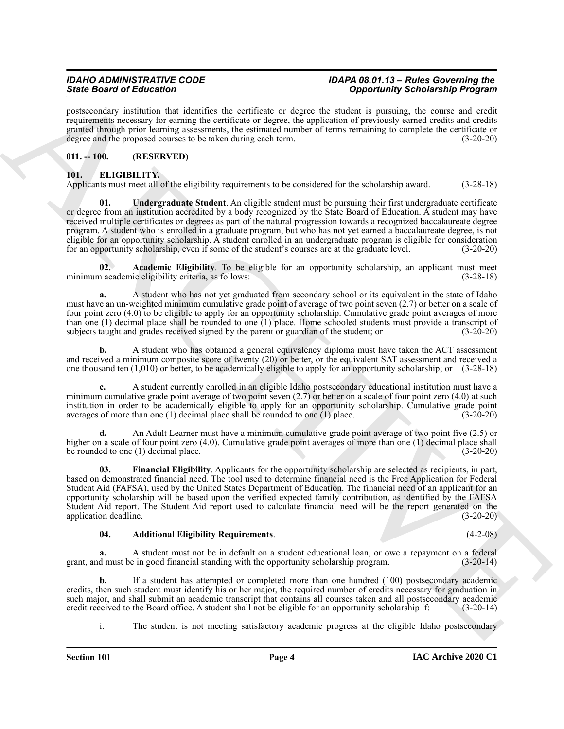postsecondary institution that identifies the certificate or degree the student is pursuing, the course and credit requirements necessary for earning the certificate or degree, the application of previously earned credits and credits granted through prior learning assessments, the estimated number of terms remaining to complete the certificate or degree and the proposed courses to be taken during each term. (3-20-20)

## 011. -- 100. (RESERVED)

## 101. ELIGIBILITY.

Applicants must meet all of the eligibility requirements to be considered for the scholarship award. (3-28-18)

**01. Undergraduate Student**. An eligible student must be pursuing their first undergraduate certificate or degree from an institution accredited by a body recognized by the State Board of Education. A student may have received multiple certificates or degrees as part of the natural progression towards a recognized baccalaureate degree program. A student who is enrolled in a graduate program, but who has not yet earned a baccalaureate degree, is not eligible for an opportunity scholarship. A student enrolled in an undergraduate program is eligible for consideration for an opportunity scholarship, even if some of the student's courses are at the graduate level. (3-20-20)

**02. Academic Eligibility**. To be eligible for an opportunity scholarship, an applicant must meet minimum academic eligibility criteria, as follows: (3-28-18)

**a.** A student who has not yet graduated from secondary school or its equivalent in the state of Idaho must have an un-weighted minimum cumulative grade point of average of two point seven (2.7) or better on a scale of four point zero (4.0) to be eligible to apply for an opportunity scholarship. Cumulative grade point averages of more than one (1) decimal place shall be rounded to one (1) place. Home schooled students must provide a transcript of subjects taught and grades received signed by the parent or guardian of the student; or (3-20-20)

**b.** A student who has obtained a general equivalency diploma must have taken the ACT assessment and received a minimum composite score of twenty (20) or better, or the equivalent SAT assessment and received a one thousand ten (1,010) or better, to be academically eligible to apply for an opportunity scholarship; or (3-28-18)

**c.** A student currently enrolled in an eligible Idaho postsecondary educational institution must have a minimum cumulative grade point average of two point seven (2.7) or better on a scale of four point zero (4.0) at such institution in order to be academically eligible to apply for an opportunity scholarship. Cumulative grade point averages of more than one (1) decimal place shall be rounded to one (1) place. (3-20-20)

**d.** An Adult Learner must have a minimum cumulative grade point average of two point five (2.5) or higher on a scale of four point zero (4.0). Cumulative grade point averages of more than one (1) decimal place shall be rounded to one (1) decimal place. (3-20-20)

**03. Financial Eligibility**. Applicants for the opportunity scholarship are selected as recipients, in part, based on demonstrated financial need. The tool used to determine financial need is the Free Application for Federal Student Aid (FAFSA), used by the United States Department of Education. The financial need of an applicant for an opportunity scholarship will be based upon the verified expected family contribution, as identified by the FAFSA Student Aid report. The Student Aid report used to calculate financial need will be the report generated on the application deadline. (3-20-20)

**04. Additional Eligibility Requirements**. (4-2-08)

**a.** A student must not be in default on a student educational loan, or owe a repayment on a federal grant, and must be in good financial standing with the opportunity scholarship program. (3-20-14)

**b.** If a student has attempted or completed more than one hundred (100) postsecondary academic credits, then such student must identify his or her major, the required number of credits necessary for graduation in such major, and shall submit an academic transcript that contains all courses taken and all postsecondary academic credit received to the Board office. A student shall not be eligible for an opportunity scholarship if: (3-20-14)

i. The student is not meeting satisfactory academic progress at the eligible Idaho postsecondary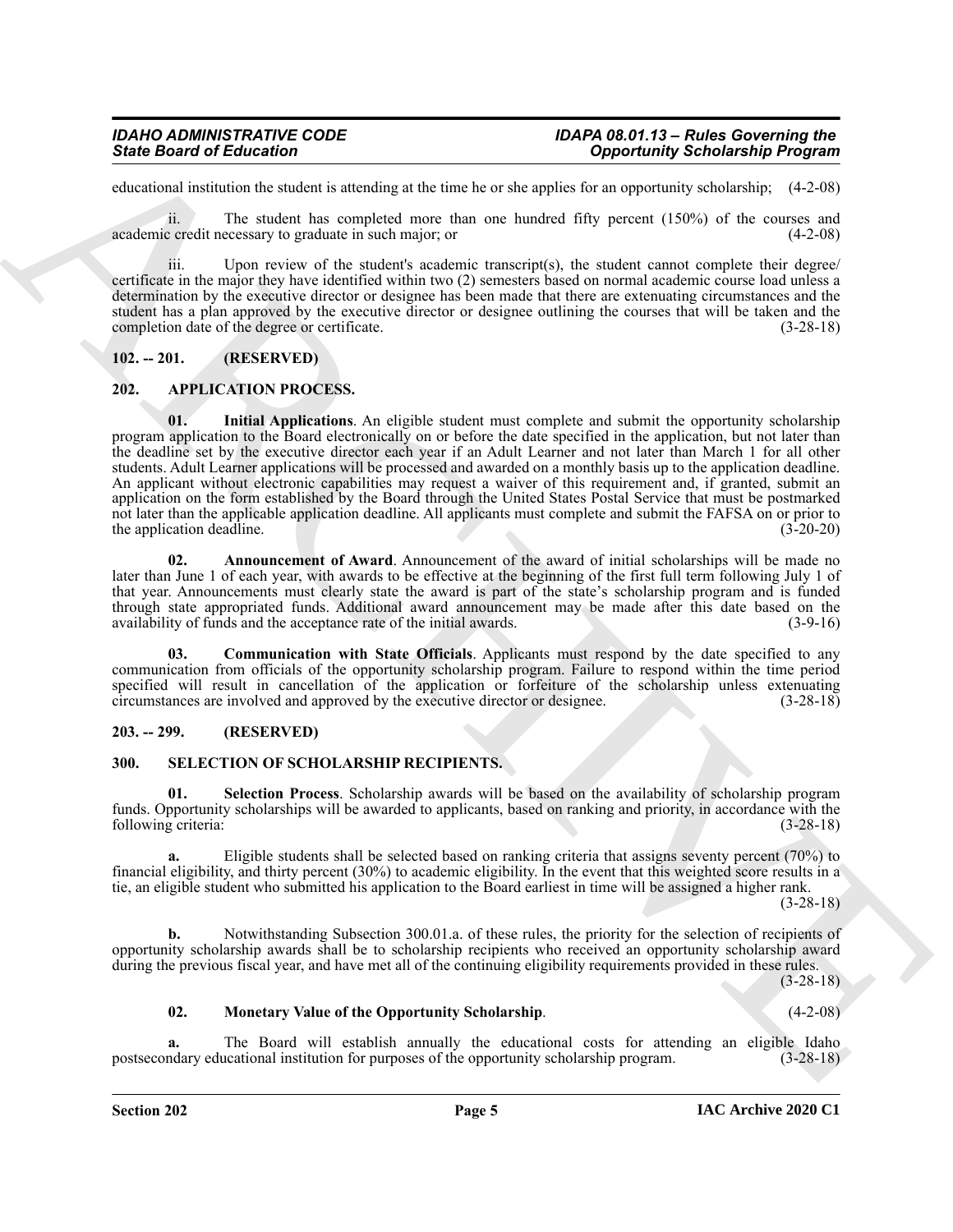educational institution the student is attending at the time he or she applies for an opportunity scholarship; (4-2-08)

ii. The student has completed more than one hundred fifty percent (150%) of the courses and academic credit necessary to graduate in such major; or (4-2-08)

iii. Upon review of the student's academic transcript(s), the student cannot complete their degree/certificate in the major they have identified within two (2) semesters based on normal academic course load unless a determination by the executive director or designee has been made that there are extenuating circumstances and the student has a plan approved by the executive director or designee outlining the courses that will be taken and the completion date of the degree or certificate. (3-28-18)

## 102. -- 201. (RESERVED)

## 202. APPLICATION PROCESS.

**01. Initial Applications**. An eligible student must complete and submit the opportunity scholarship program application to the Board electronically on or before the date specified in the application, but not later than the deadline set by the executive director each year if an Adult Learner and not later than March 1 for all other students. Adult Learner applications will be processed and awarded on a monthly basis up to the application deadline. An applicant without electronic capabilities may request a waiver of this requirement and, if granted, submit an application on the form established by the Board through the United States Postal Service that must be postmarked not later than the applicable application deadline. All applicants must complete and submit the FAFSA on or prior to the application deadline. (3-20-20)

**02. Announcement of Award**. Announcement of the award of initial scholarships will be made no later than June 1 of each year, with awards to be effective at the beginning of the first full term following July 1 of that year. Announcements must clearly state the award is part of the state's scholarship program and is funded through state appropriated funds. Additional award announcement may be made after this date based on the availability of funds and the acceptance rate of the initial awards. (3-9-16)

**03. Communication with State Officials**. Applicants must respond by the date specified to any communication from officials of the opportunity scholarship program. Failure to respond within the time period specified will result in cancellation of the application or forfeiture of the scholarship unless extenuating circumstances are involved and approved by the executive director or designee. (3-28-18)

## 203. -- 299. (RESERVED)

## 300. SELECTION OF SCHOLARSHIP RECIPIENTS.

**01. Selection Process**. Scholarship awards will be based on the availability of scholarship program funds. Opportunity scholarships will be awarded to applicants, based on ranking and priority, in accordance with the following criteria: (3-28-18)

**a.** Eligible students shall be selected based on ranking criteria that assigns seventy percent (70%) to financial eligibility, and thirty percent (30%) to academic eligibility. In the event that this weighted score results in a tie, an eligible student who submitted his application to the Board earliest in time will be assigned a higher rank. (3-28-18)

**b.** Notwithstanding Subsection 300.01.a. of these rules, the priority for the selection of recipients of opportunity scholarship awards shall be to scholarship recipients who received an opportunity scholarship award during the previous fiscal year, and have met all of the continuing eligibility requirements provided in these rules. (3-28-18)

**02. Monetary Value of the Opportunity Scholarship**. (4-2-08)

**a.** The Board will establish annually the educational costs for attending an eligible Idaho postsecondary educational institution for purposes of the opportunity scholarship program. (3-28-18)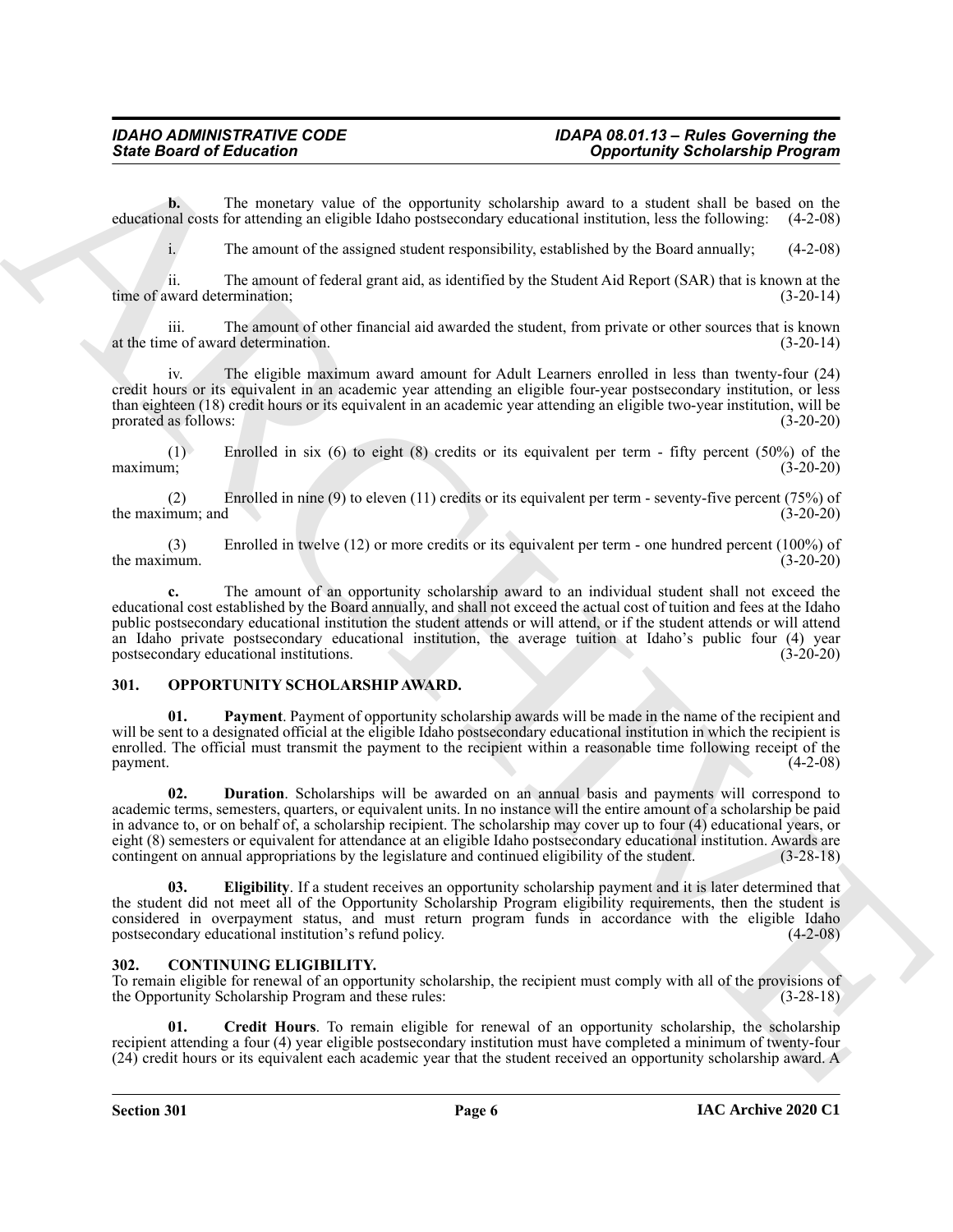**b.** The monetary value of the opportunity scholarship award to a student shall be based on the educational costs for attending an eligible Idaho postsecondary educational institution, less the following: (4-2-08)

i. The amount of the assigned student responsibility, established by the Board annually; (4-2-08)

ii. The amount of federal grant aid, as identified by the Student Aid Report (SAR) that is known at the time of award determination; (3-20-14)

iii. The amount of other financial aid awarded the student, from private or other sources that is known at the time of award determination. (3-20-14)

iv. The eligible maximum award amount for Adult Learners enrolled in less than twenty-four (24) credit hours or its equivalent in an academic year attending an eligible four-year postsecondary institution, or less than eighteen (18) credit hours or its equivalent in an academic year attending an eligible two-year institution, will be prorated as follows: (3-20-20)

(1) Enrolled in six (6) to eight (8) credits or its equivalent per term - fifty percent (50%) of the maximum; (3-20-20)

(2) Enrolled in nine (9) to eleven (11) credits or its equivalent per term - seventy-five percent (75%) of the maximum; and (3-20-20)

(3) Enrolled in twelve (12) or more credits or its equivalent per term - one hundred percent (100%) of the maximum. (3-20-20)

**c.** The amount of an opportunity scholarship award to an individual student shall not exceed the educational cost established by the Board annually, and shall not exceed the actual cost of tuition and fees at the Idaho public postsecondary educational institution the student attends or will attend, or if the student attends or will attend an Idaho private postsecondary educational institution, the average tuition at Idaho's public four (4) year postsecondary educational institutions. (3-20-20)

## 301. OPPORTUNITY SCHOLARSHIP AWARD.

**01. Payment**. Payment of opportunity scholarship awards will be made in the name of the recipient and will be sent to a designated official at the eligible Idaho postsecondary educational institution in which the recipient is enrolled. The official must transmit the payment to the recipient within a reasonable time following receipt of the payment. (4-2-08)

**02. Duration**. Scholarships will be awarded on an annual basis and payments will correspond to academic terms, semesters, quarters, or equivalent units. In no instance will the entire amount of a scholarship be paid in advance to, or on behalf of, a scholarship recipient. The scholarship may cover up to four (4) educational years, or eight (8) semesters or equivalent for attendance at an eligible Idaho postsecondary educational institution. Awards are contingent on annual appropriations by the legislature and continued eligibility of the student. (3-28-18)

**03. Eligibility**. If a student receives an opportunity scholarship payment and it is later determined that the student did not meet all of the Opportunity Scholarship Program eligibility requirements, then the student is considered in overpayment status, and must return program funds in accordance with the eligible Idaho postsecondary educational institution's refund policy. (4-2-08)

## 302. CONTINUING ELIGIBILITY.

To remain eligible for renewal of an opportunity scholarship, the recipient must comply with all of the provisions of the Opportunity Scholarship Program and these rules: (3-28-18)

**01. Credit Hours**. To remain eligible for renewal of an opportunity scholarship, the scholarship recipient attending a four (4) year eligible postsecondary institution must have completed a minimum of twenty-four (24) credit hours or its equivalent each academic year that the student received an opportunity scholarship award. A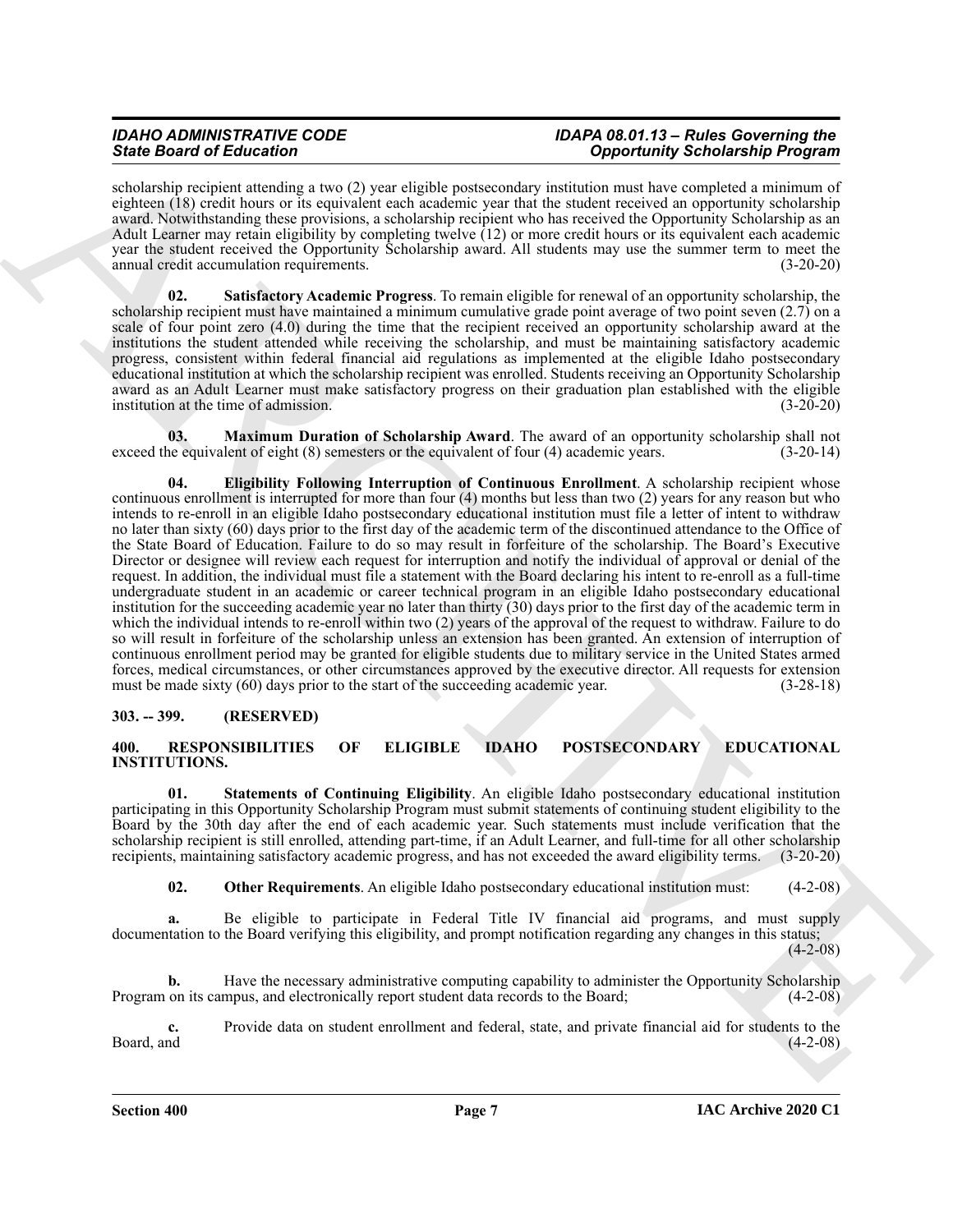scholarship recipient attending a two (2) year eligible postsecondary institution must have completed a minimum of eighteen (18) credit hours or its equivalent each academic year that the student received an opportunity scholarship award. Notwithstanding these provisions, a scholarship recipient who has received the Opportunity Scholarship as an Adult Learner may retain eligibility by completing twelve (12) or more credit hours or its equivalent each academic year the student received the Opportunity Scholarship award. All students may use the summer term to meet the annual credit accumulation requirements. (3-20-20)

**02. Satisfactory Academic Progress**. To remain eligible for renewal of an opportunity scholarship, the scholarship recipient must have maintained a minimum cumulative grade point average of two point seven (2.7) on a scale of four point zero (4.0) during the time that the recipient received an opportunity scholarship award at the institutions the student attended while receiving the scholarship, and must be maintaining satisfactory academic progress, consistent within federal financial aid regulations as implemented at the eligible Idaho postsecondary educational institution at which the scholarship recipient was enrolled. Students receiving an Opportunity Scholarship award as an Adult Learner must make satisfactory progress on their graduation plan established with the eligible institution at the time of admission. (3-20-20)

**03. Maximum Duration of Scholarship Award**. The award of an opportunity scholarship shall not exceed the equivalent of eight (8) semesters or the equivalent of four (4) academic years. (3-20-14)

**04. Eligibility Following Interruption of Continuous Enrollment**. A scholarship recipient whose continuous enrollment is interrupted for more than four (4) months but less than two (2) years for any reason but who intends to re-enroll in an eligible Idaho postsecondary educational institution must file a letter of intent to withdraw no later than sixty (60) days prior to the first day of the academic term of the discontinued attendance to the Office of the State Board of Education. Failure to do so may result in forfeiture of the scholarship. The Board's Executive Director or designee will review each request for interruption and notify the individual of approval or denial of the request. In addition, the individual must file a statement with the Board declaring his intent to re-enroll as a full-time undergraduate student in an academic or career technical program in an eligible Idaho postsecondary educational institution for the succeeding academic year no later than thirty (30) days prior to the first day of the academic term in which the individual intends to re-enroll within two (2) years of the approval of the request to withdraw. Failure to do so will result in forfeiture of the scholarship unless an extension has been granted. An extension of interruption of continuous enrollment period may be granted for eligible students due to military service in the United States armed forces, medical circumstances, or other circumstances approved by the executive director. All requests for extension must be made sixty (60) days prior to the start of the succeeding academic year. (3-28-18)

## 303. -- 399. (RESERVED)

## 400. RESPONSIBILITIES OF ELIGIBLE IDAHO POSTSECONDARY EDUCATIONAL INSTITUTIONS.

**01. Statements of Continuing Eligibility**. An eligible Idaho postsecondary educational institution participating in this Opportunity Scholarship Program must submit statements of continuing student eligibility to the Board by the 30th day after the end of each academic year. Such statements must include verification that the scholarship recipient is still enrolled, attending part-time, if an Adult Learner, and full-time for all other scholarship recipients, maintaining satisfactory academic progress, and has not exceeded the award eligibility terms. (3-20-20)

**02. Other Requirements**. An eligible Idaho postsecondary educational institution must: (4-2-08)

**a.** Be eligible to participate in Federal Title IV financial aid programs, and must supply documentation to the Board verifying this eligibility, and prompt notification regarding any changes in this status; (4-2-08)

**b.** Have the necessary administrative computing capability to administer the Opportunity Scholarship Program on its campus, and electronically report student data records to the Board; (4-2-08)

**c.** Provide data on student enrollment and federal, state, and private financial aid for students to the Board, and (4-2-08)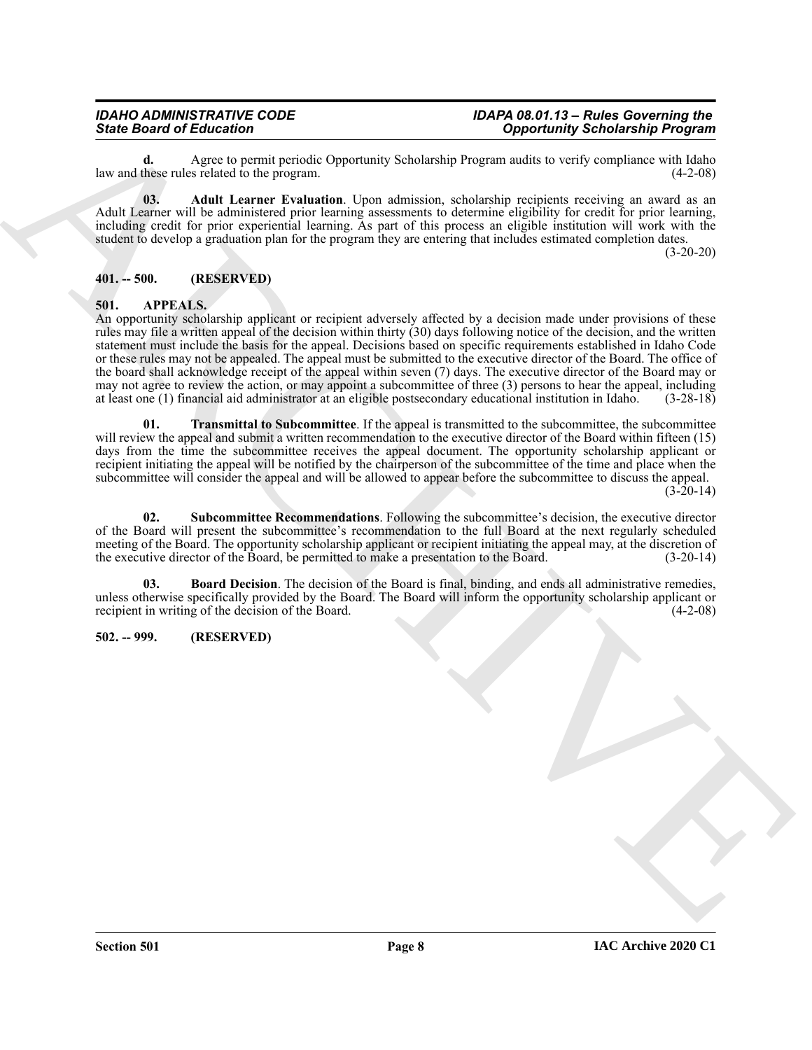**d.** Agree to permit periodic Opportunity Scholarship Program audits to verify compliance with Idaho law and these rules related to the program. (4-2-08)

**03. Adult Learner Evaluation**. Upon admission, scholarship recipients receiving an award as an Adult Learner will be administered prior learning assessments to determine eligibility for credit for prior learning, including credit for prior experiential learning. As part of this process an eligible institution will work with the student to develop a graduation plan for the program they are entering that includes estimated completion dates. (3-20-20)

## 401. -- 500. (RESERVED)

## 501. APPEALS.

An opportunity scholarship applicant or recipient adversely affected by a decision made under provisions of these rules may file a written appeal of the decision within thirty (30) days following notice of the decision, and the written statement must include the basis for the appeal. Decisions based on specific requirements established in Idaho Code or these rules may not be appealed. The appeal must be submitted to the executive director of the Board. The office of the board shall acknowledge receipt of the appeal within seven (7) days. The executive director of the Board may or may not agree to review the action, or may appoint a subcommittee of three (3) persons to hear the appeal, including at least one (1) financial aid administrator at an eligible postsecondary educational institution in Idaho. (3-28-18)

**01. Transmittal to Subcommittee**. If the appeal is transmitted to the subcommittee, the subcommittee will review the appeal and submit a written recommendation to the executive director of the Board within fifteen (15) days from the time the subcommittee receives the appeal document. The opportunity scholarship applicant or recipient initiating the appeal will be notified by the chairperson of the subcommittee of the time and place when the subcommittee will consider the appeal and will be allowed to appear before the subcommittee to discuss the appeal. (3-20-14)

**02. Subcommittee Recommendations**. Following the subcommittee's decision, the executive director of the Board will present the subcommittee's recommendation to the full Board at the next regularly scheduled meeting of the Board. The opportunity scholarship applicant or recipient initiating the appeal may, at the discretion of the executive director of the Board, be permitted to make a presentation to the Board. (3-20-14)

**03. Board Decision**. The decision of the Board is final, binding, and ends all administrative remedies, unless otherwise specifically provided by the Board. The Board will inform the opportunity scholarship applicant or recipient in writing of the decision of the Board. (4-2-08)

## 502. -- 999. (RESERVED)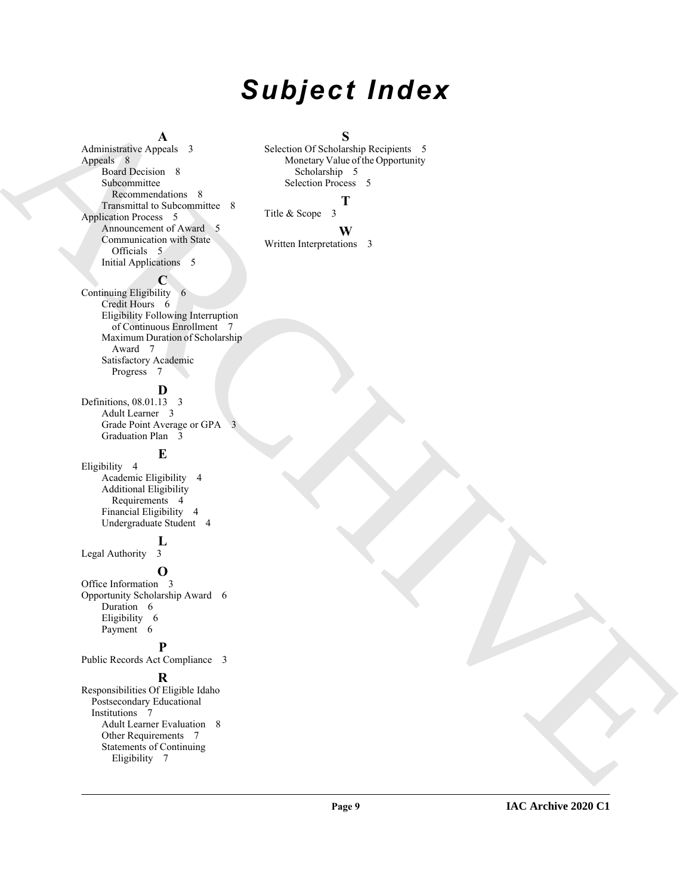# Subject Index

**A**

Administrative Appeals 3
Appeals 8
 Board Decision 8
 Subcommittee Recommendations 8
 Transmittal to Subcommittee 8
Application Process 5
 Announcement of Award 5
 Communication with State Officials 5
 Initial Applications 5

**C**

Continuing Eligibility 6
 Credit Hours 6
 Eligibility Following Interruption of Continuous Enrollment 7
 Maximum Duration of Scholarship Award 7
 Satisfactory Academic Progress 7

**D**

Definitions, 08.01.13 3
 Adult Learner 3
 Grade Point Average or GPA 3
 Graduation Plan 3

**E**

Eligibility 4
 Academic Eligibility 4
 Additional Eligibility Requirements 4
 Financial Eligibility 4
 Undergraduate Student 4

**L**

Legal Authority 3

**O**

Office Information 3
Opportunity Scholarship Award 6
 Duration 6
 Eligibility 6
 Payment 6

**P**

Public Records Act Compliance 3

**R**

Responsibilities Of Eligible Idaho Postsecondary Educational Institutions 7
 Adult Learner Evaluation 8
 Other Requirements 7
 Statements of Continuing Eligibility 7

**S**

Selection Of Scholarship Recipients 5
 Monetary Value of the Opportunity Scholarship 5
 Selection Process 5

**T**

Title & Scope 3

**W**

Written Interpretations 3